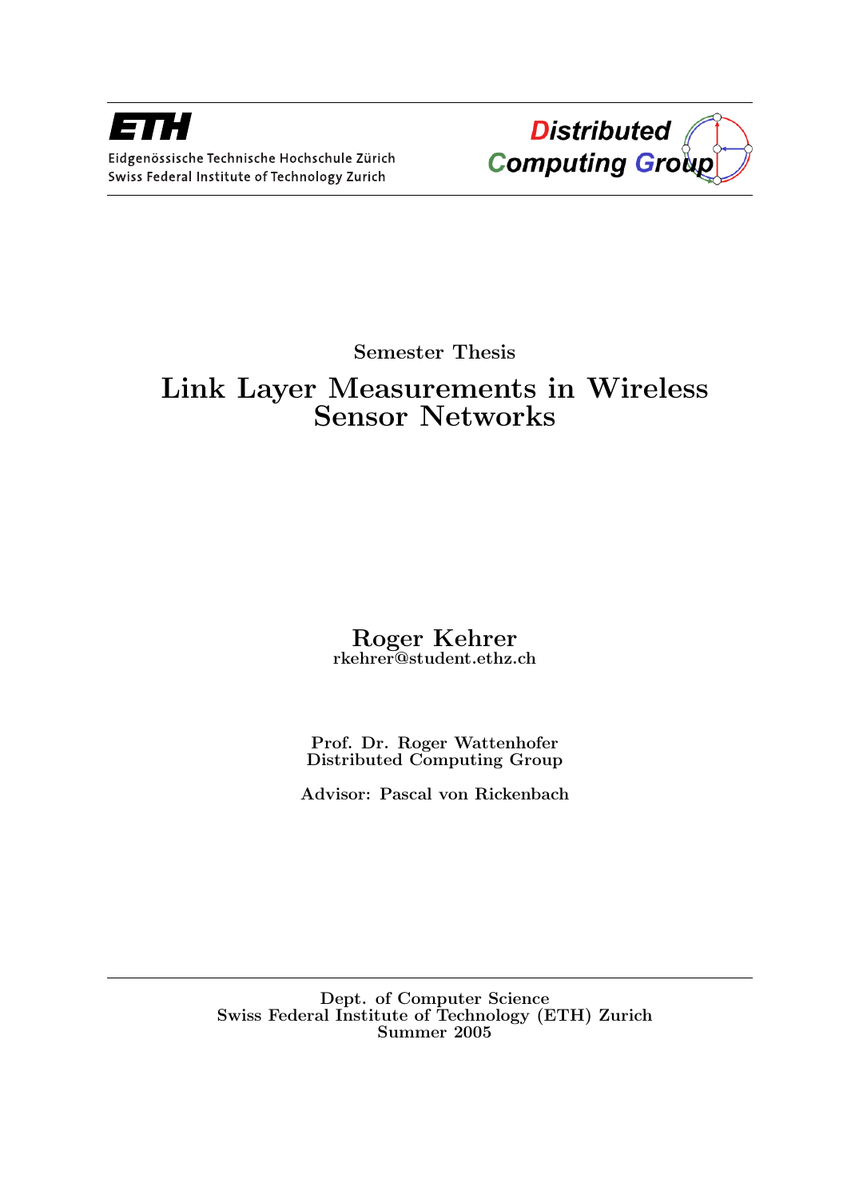**ETH**

Eidgenössische Technische Hochschule Zürich
Swiss Federal Institute of Technology Zurich

**Distributed Computing Group**

Semester Thesis

# Link Layer Measurements in Wireless Sensor Networks

**Roger Kehrer**
rkehrer@student.ethz.ch

Prof. Dr. Roger Wattenhofer
Distributed Computing Group

Advisor: Pascal von Rickenbach

Dept. of Computer Science
Swiss Federal Institute of Technology (ETH) Zurich
Summer 2005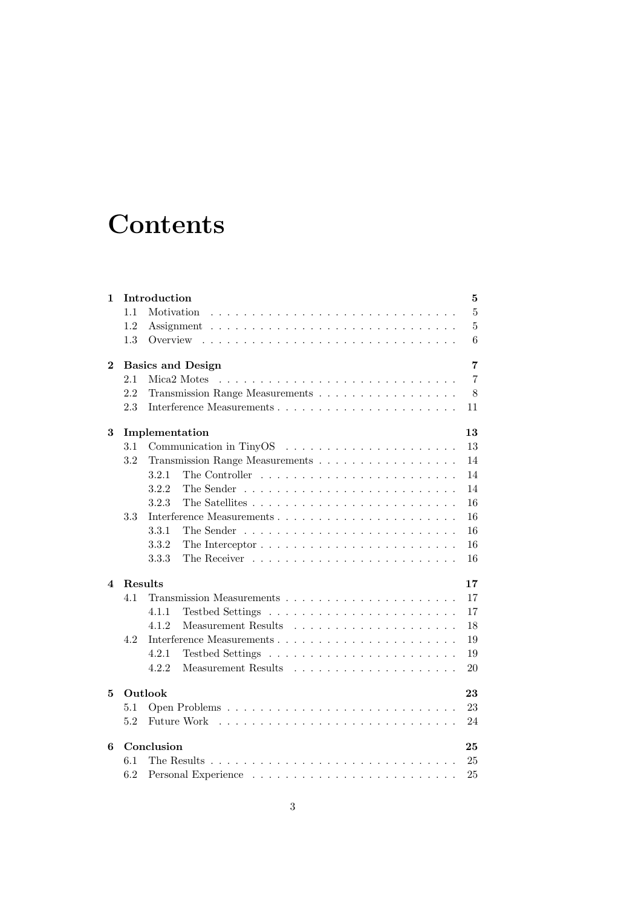# Contents

| | | |
|---|---|---|
| **1** | **Introduction** | **5** |
| 1.1 | Motivation | 5 |
| 1.2 | Assignment | 5 |
| 1.3 | Overview | 6 |
| **2** | **Basics and Design** | **7** |
| 2.1 | Mica2 Motes | 7 |
| 2.2 | Transmission Range Measurements | 8 |
| 2.3 | Interference Measurements | 11 |
| **3** | **Implementation** | **13** |
| 3.1 | Communication in TinyOS | 13 |
| 3.2 | Transmission Range Measurements | 14 |
| 3.2.1 | The Controller | 14 |
| 3.2.2 | The Sender | 14 |
| 3.2.3 | The Satellites | 16 |
| 3.3 | Interference Measurements | 16 |
| 3.3.1 | The Sender | 16 |
| 3.3.2 | The Interceptor | 16 |
| 3.3.3 | The Receiver | 16 |
| **4** | **Results** | **17** |
| 4.1 | Transmission Measurements | 17 |
| 4.1.1 | Testbed Settings | 17 |
| 4.1.2 | Measurement Results | 18 |
| 4.2 | Interference Measurements | 19 |
| 4.2.1 | Testbed Settings | 19 |
| 4.2.2 | Measurement Results | 20 |
| **5** | **Outlook** | **23** |
| 5.1 | Open Problems | 23 |
| 5.2 | Future Work | 24 |
| **6** | **Conclusion** | **25** |
| 6.1 | The Results | 25 |
| 6.2 | Personal Experience | 25 |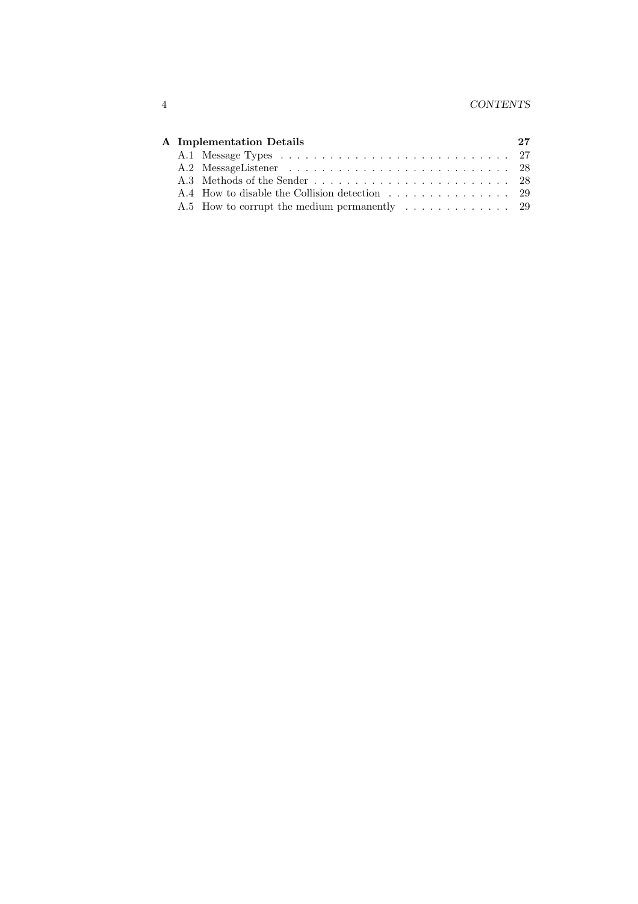**A Implementation Details** 27

- A.1 Message Types . . . . . . . . . . . . . . . . . . . . . . . . . . . . 27
- A.2 MessageListener . . . . . . . . . . . . . . . . . . . . . . . . . . . 28
- A.3 Methods of the Sender . . . . . . . . . . . . . . . . . . . . . . . 28
- A.4 How to disable the Collision detection . . . . . . . . . . . . . . . 29
- A.5 How to corrupt the medium permanently . . . . . . . . . . . . . 29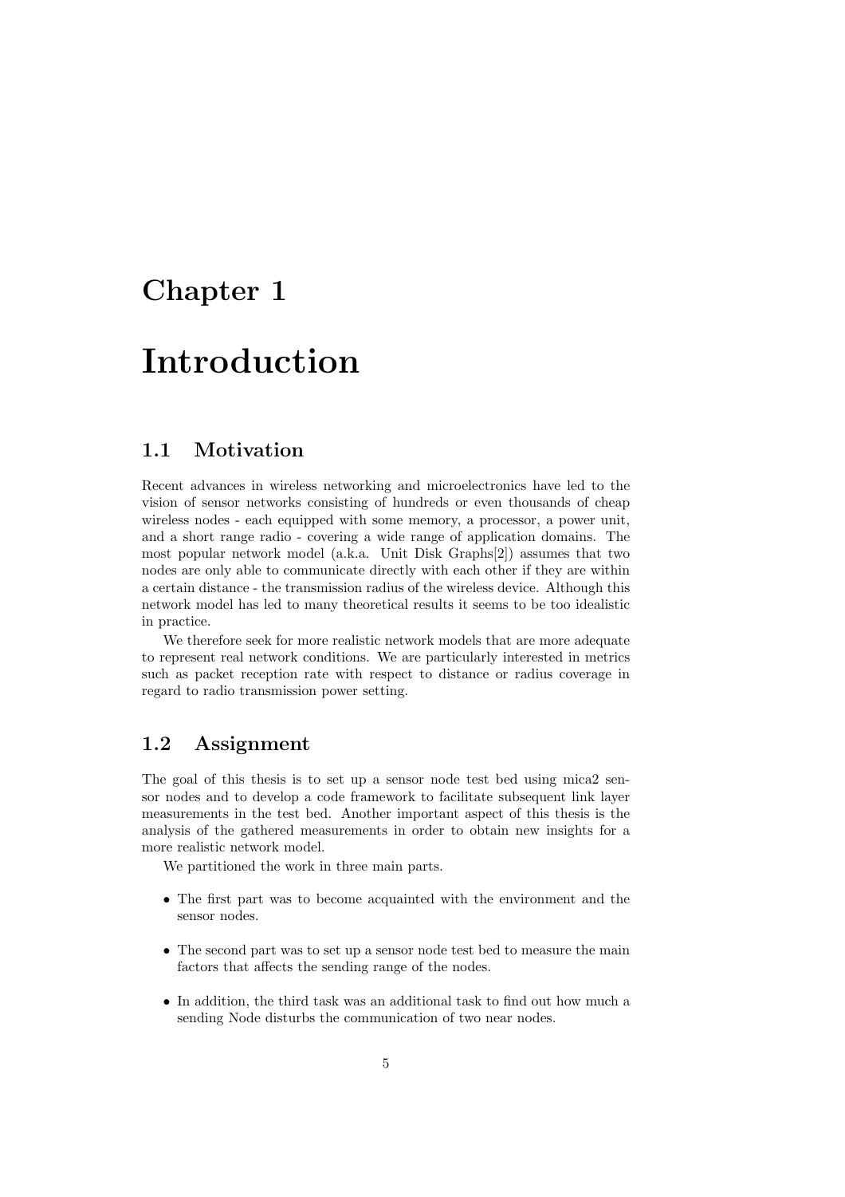# Chapter 1

# Introduction

## 1.1 Motivation

Recent advances in wireless networking and microelectronics have led to the vision of sensor networks consisting of hundreds or even thousands of cheap wireless nodes - each equipped with some memory, a processor, a power unit, and a short range radio - covering a wide range of application domains. The most popular network model (a.k.a. Unit Disk Graphs[2]) assumes that two nodes are only able to communicate directly with each other if they are within a certain distance - the transmission radius of the wireless device. Although this network model has led to many theoretical results it seems to be too idealistic in practice.

We therefore seek for more realistic network models that are more adequate to represent real network conditions. We are particularly interested in metrics such as packet reception rate with respect to distance or radius coverage in regard to radio transmission power setting.

## 1.2 Assignment

The goal of this thesis is to set up a sensor node test bed using mica2 sensor nodes and to develop a code framework to facilitate subsequent link layer measurements in the test bed. Another important aspect of this thesis is the analysis of the gathered measurements in order to obtain new insights for a more realistic network model.

We partitioned the work in three main parts.

- The first part was to become acquainted with the environment and the sensor nodes.
- The second part was to set up a sensor node test bed to measure the main factors that affects the sending range of the nodes.
- In addition, the third task was an additional task to find out how much a sending Node disturbs the communication of two near nodes.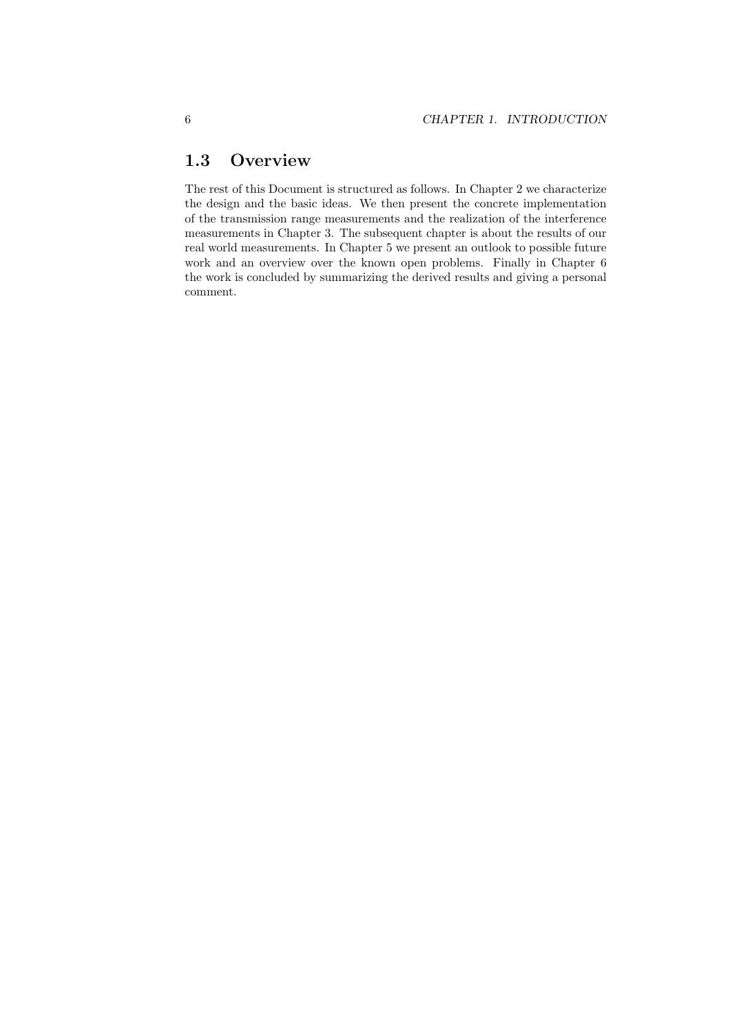## 1.3 Overview

The rest of this Document is structured as follows. In Chapter 2 we characterize the design and the basic ideas. We then present the concrete implementation of the transmission range measurements and the realization of the interference measurements in Chapter 3. The subsequent chapter is about the results of our real world measurements. In Chapter 5 we present an outlook to possible future work and an overview over the known open problems. Finally in Chapter 6 the work is concluded by summarizing the derived results and giving a personal comment.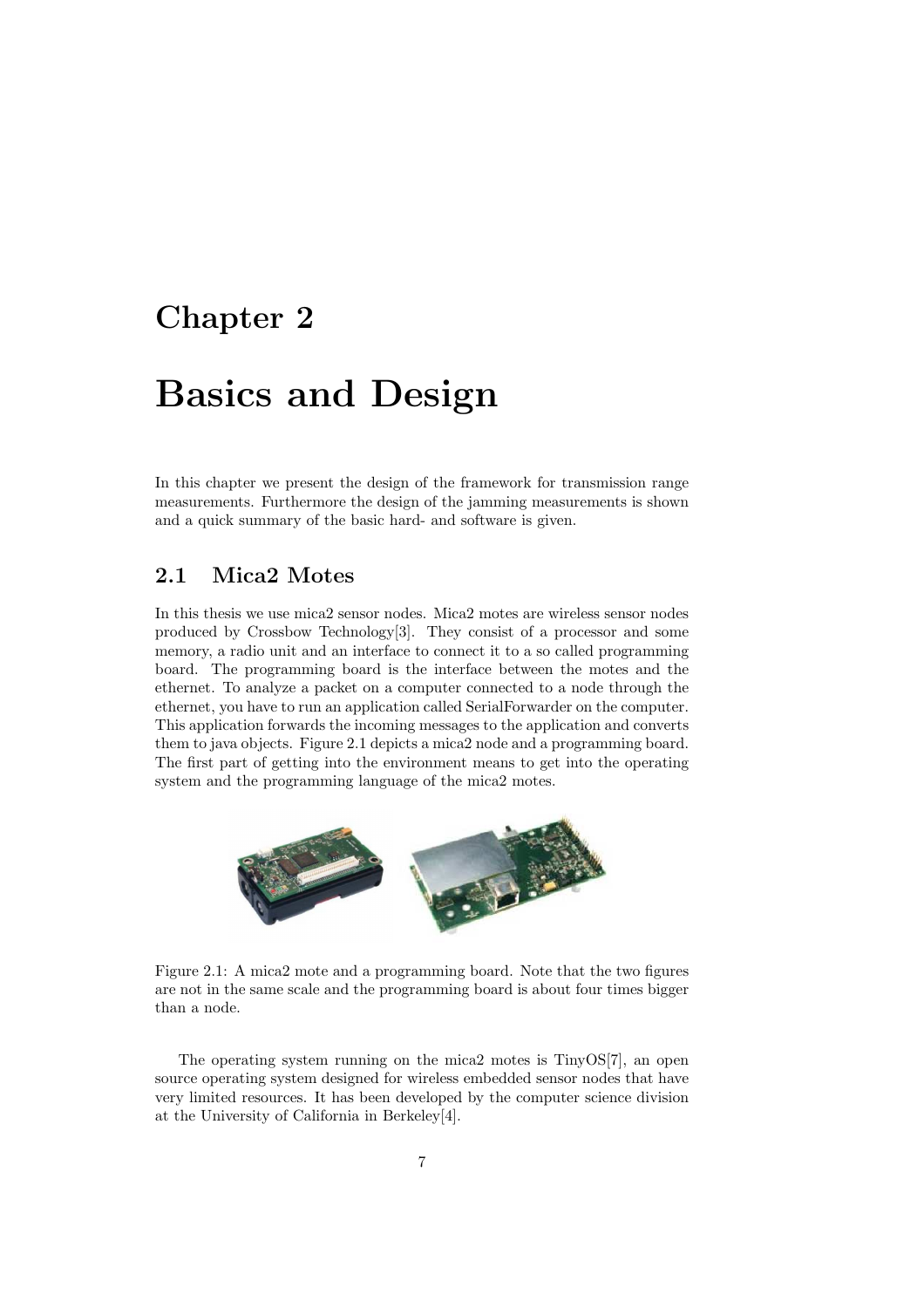# Chapter 2

# Basics and Design

In this chapter we present the design of the framework for transmission range measurements. Furthermore the design of the jamming measurements is shown and a quick summary of the basic hard- and software is given.

## 2.1 Mica2 Motes

In this thesis we use mica2 sensor nodes. Mica2 motes are wireless sensor nodes produced by Crossbow Technology[3]. They consist of a processor and some memory, a radio unit and an interface to connect it to a so called programming board. The programming board is the interface between the motes and the ethernet. To analyze a packet on a computer connected to a node through the ethernet, you have to run an application called SerialForwarder on the computer. This application forwards the incoming messages to the application and converts them to java objects. Figure 2.1 depicts a mica2 node and a programming board. The first part of getting into the environment means to get into the operating system and the programming language of the mica2 motes.

Figure 2.1: A mica2 mote and a programming board. Note that the two figures are not in the same scale and the programming board is about four times bigger than a node.

The operating system running on the mica2 motes is TinyOS[7], an open source operating system designed for wireless embedded sensor nodes that have very limited resources. It has been developed by the computer science division at the University of California in Berkeley[4].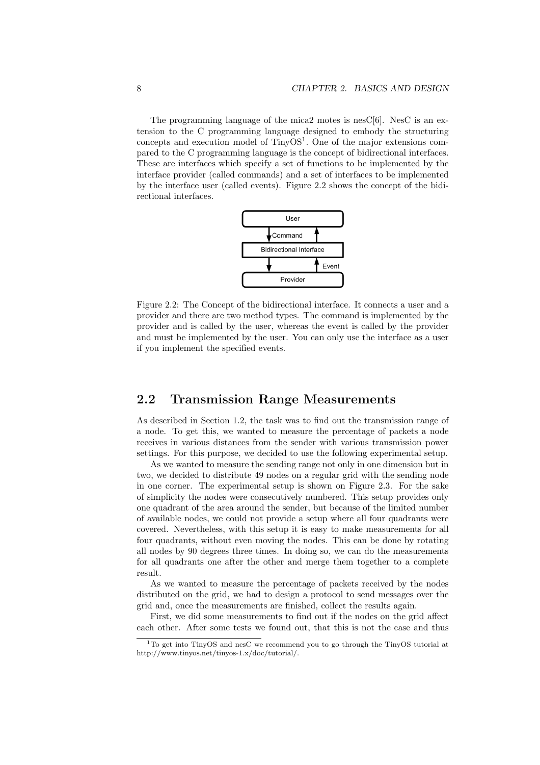The programming language of the mica2 motes is nesC[6]. NesC is an extension to the C programming language designed to embody the structuring concepts and execution model of TinyOS[1]. One of the major extensions compared to the C programming language is the concept of bidirectional interfaces. These are interfaces which specify a set of functions to be implemented by the interface provider (called commands) and a set of interfaces to be implemented by the interface user (called events). Figure 2.2 shows the concept of the bidirectional interfaces.

Figure 2.2: The Concept of the bidirectional interface. It connects a user and a provider and there are two method types. The command is implemented by the provider and is called by the user, whereas the event is called by the provider and must be implemented by the user. You can only use the interface as a user if you implement the specified events.

## 2.2 Transmission Range Measurements

As described in Section 1.2, the task was to find out the transmission range of a node. To get this, we wanted to measure the percentage of packets a node receives in various distances from the sender with various transmission power settings. For this purpose, we decided to use the following experimental setup.

As we wanted to measure the sending range not only in one dimension but in two, we decided to distribute 49 nodes on a regular grid with the sending node in one corner. The experimental setup is shown on Figure 2.3. For the sake of simplicity the nodes were consecutively numbered. This setup provides only one quadrant of the area around the sender, but because of the limited number of available nodes, we could not provide a setup where all four quadrants were covered. Nevertheless, with this setup it is easy to make measurements for all four quadrants, without even moving the nodes. This can be done by rotating all nodes by 90 degrees three times. In doing so, we can do the measurements for all quadrants one after the other and merge them together to a complete result.

As we wanted to measure the percentage of packets received by the nodes distributed on the grid, we had to design a protocol to send messages over the grid and, once the measurements are finished, collect the results again.

First, we did some measurements to find out if the nodes on the grid affect each other. After some tests we found out, that this is not the case and thus

[1] To get into TinyOS and nesC we recommend you to go through the TinyOS tutorial at http://www.tinyos.net/tinyos-1.x/doc/tutorial/.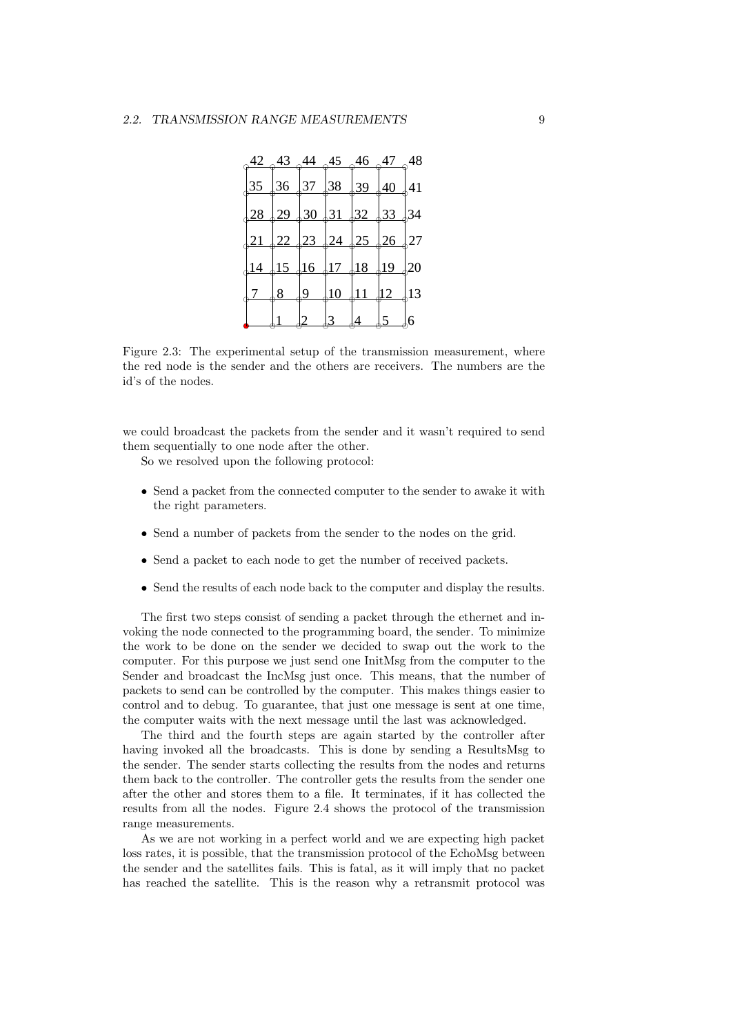42 43 44 45 46 47 48
35 36 37 38 39 40 41
28 29 30 31 32 33 34
21 22 23 24 25 26 27
14 15 16 17 18 19 20
7 8 9 10 11 12 13
1 2 3 4 5 6

Figure 2.3: The experimental setup of the transmission measurement, where the red node is the sender and the others are receivers. The numbers are the id's of the nodes.

we could broadcast the packets from the sender and it wasn't required to send them sequentially to one node after the other.

So we resolved upon the following protocol:

- Send a packet from the connected computer to the sender to awake it with the right parameters.
- Send a number of packets from the sender to the nodes on the grid.
- Send a packet to each node to get the number of received packets.
- Send the results of each node back to the computer and display the results.

The first two steps consist of sending a packet through the ethernet and invoking the node connected to the programming board, the sender. To minimize the work to be done on the sender we decided to swap out the work to the computer. For this purpose we just send one InitMsg from the computer to the Sender and broadcast the IncMsg just once. This means, that the number of packets to send can be controlled by the computer. This makes things easier to control and to debug. To guarantee, that just one message is sent at one time, the computer waits with the next message until the last was acknowledged.

The third and the fourth steps are again started by the controller after having invoked all the broadcasts. This is done by sending a ResultsMsg to the sender. The sender starts collecting the results from the nodes and returns them back to the controller. The controller gets the results from the sender one after the other and stores them to a file. It terminates, if it has collected the results from all the nodes. Figure 2.4 shows the protocol of the transmission range measurements.

As we are not working in a perfect world and we are expecting high packet loss rates, it is possible, that the transmission protocol of the EchoMsg between the sender and the satellites fails. This is fatal, as it will imply that no packet has reached the satellite. This is the reason why a retransmit protocol was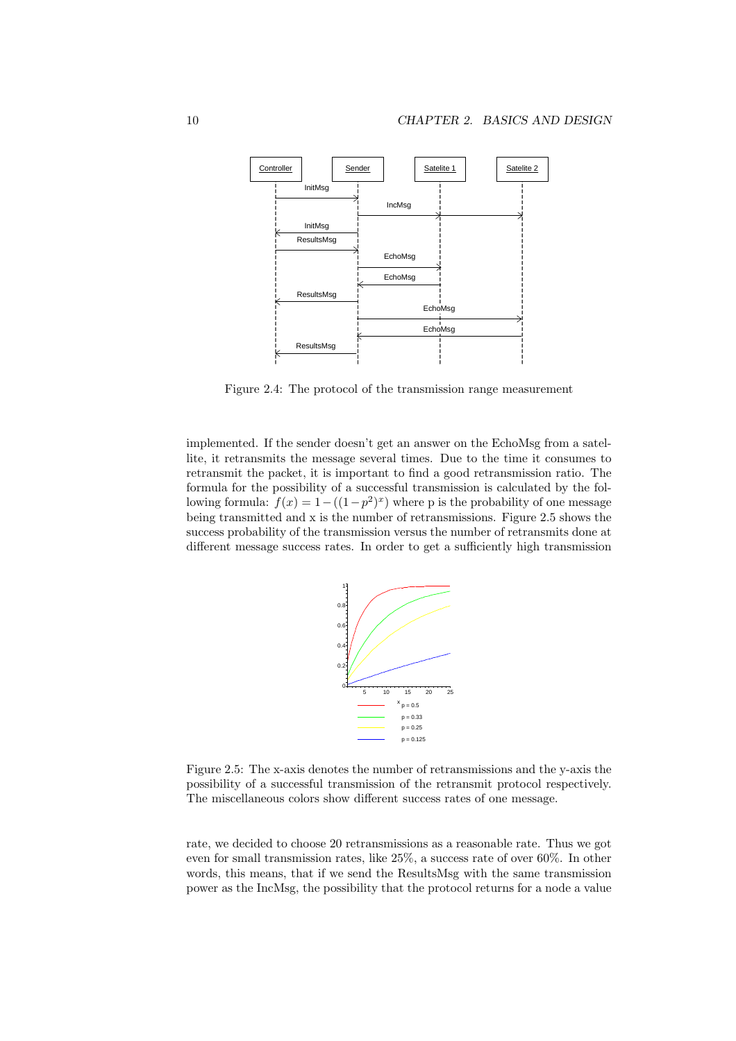Figure 2.4: The protocol of the transmission range measurement

implemented. If the sender doesn't get an answer on the EchoMsg from a satellite, it retransmits the message several times. Due to the time it consumes to retransmit the packet, it is important to find a good retransmission ratio. The formula for the possibility of a successful transmission is calculated by the following formula: $f(x) = 1-((1-p^2)^x)$ where p is the probability of one message being transmitted and x is the number of retransmissions. Figure 2.5 shows the success probability of the transmission versus the number of retransmits done at different message success rates. In order to get a sufficiently high transmission

Figure 2.5: The x-axis denotes the number of retransmissions and the y-axis the possibility of a successful transmission of the retransmit protocol respectively. The miscellaneous colors show different success rates of one message.

rate, we decided to choose 20 retransmissions as a reasonable rate. Thus we got even for small transmission rates, like 25%, a success rate of over 60%. In other words, this means, that if we send the ResultsMsg with the same transmission power as the IncMsg, the possibility that the protocol returns for a node a value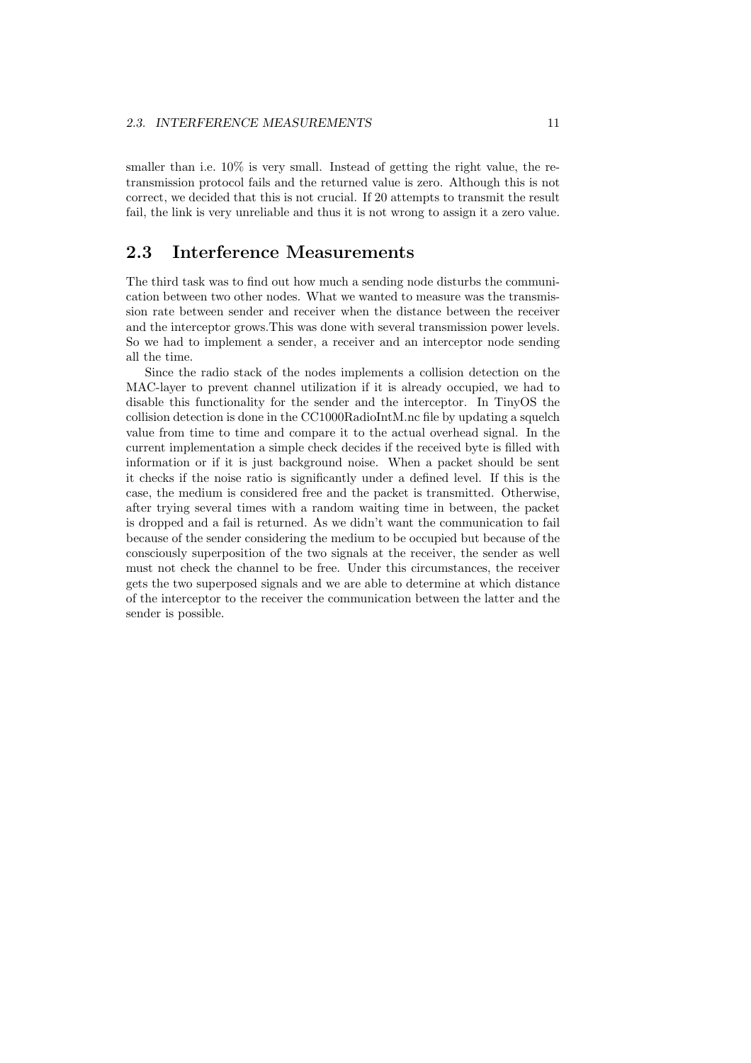smaller than i.e. 10% is very small. Instead of getting the right value, the retransmission protocol fails and the returned value is zero. Although this is not correct, we decided that this is not crucial. If 20 attempts to transmit the result fail, the link is very unreliable and thus it is not wrong to assign it a zero value.

## 2.3 Interference Measurements

The third task was to find out how much a sending node disturbs the communication between two other nodes. What we wanted to measure was the transmission rate between sender and receiver when the distance between the receiver and the interceptor grows.This was done with several transmission power levels. So we had to implement a sender, a receiver and an interceptor node sending all the time.

Since the radio stack of the nodes implements a collision detection on the MAC-layer to prevent channel utilization if it is already occupied, we had to disable this functionality for the sender and the interceptor. In TinyOS the collision detection is done in the CC1000RadioIntM.nc file by updating a squelch value from time to time and compare it to the actual overhead signal. In the current implementation a simple check decides if the received byte is filled with information or if it is just background noise. When a packet should be sent it checks if the noise ratio is significantly under a defined level. If this is the case, the medium is considered free and the packet is transmitted. Otherwise, after trying several times with a random waiting time in between, the packet is dropped and a fail is returned. As we didn't want the communication to fail because of the sender considering the medium to be occupied but because of the consciously superposition of the two signals at the receiver, the sender as well must not check the channel to be free. Under this circumstances, the receiver gets the two superposed signals and we are able to determine at which distance of the interceptor to the receiver the communication between the latter and the sender is possible.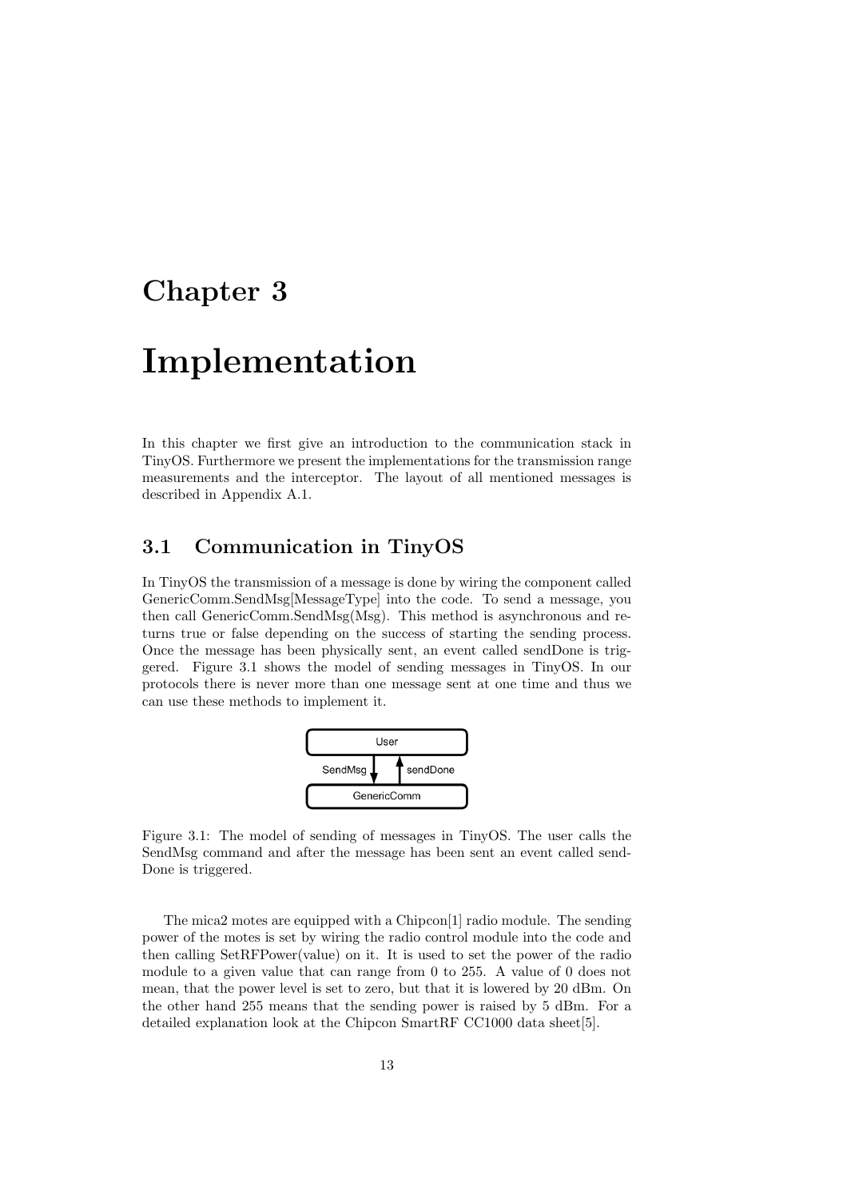# Chapter 3

# Implementation

In this chapter we first give an introduction to the communication stack in TinyOS. Furthermore we present the implementations for the transmission range measurements and the interceptor. The layout of all mentioned messages is described in Appendix A.1.

## 3.1 Communication in TinyOS

In TinyOS the transmission of a message is done by wiring the component called GenericComm.SendMsg[MessageType] into the code. To send a message, you then call GenericComm.SendMsg(Msg). This method is asynchronous and returns true or false depending on the success of starting the sending process. Once the message has been physically sent, an event called sendDone is triggered. Figure 3.1 shows the model of sending messages in TinyOS. In our protocols there is never more than one message sent at one time and thus we can use these methods to implement it.

Figure 3.1: The model of sending of messages in TinyOS. The user calls the SendMsg command and after the message has been sent an event called sendDone is triggered.

The mica2 motes are equipped with a Chipcon[1] radio module. The sending power of the motes is set by wiring the radio control module into the code and then calling SetRFPower(value) on it. It is used to set the power of the radio module to a given value that can range from 0 to 255. A value of 0 does not mean, that the power level is set to zero, but that it is lowered by 20 dBm. On the other hand 255 means that the sending power is raised by 5 dBm. For a detailed explanation look at the Chipcon SmartRF CC1000 data sheet[5].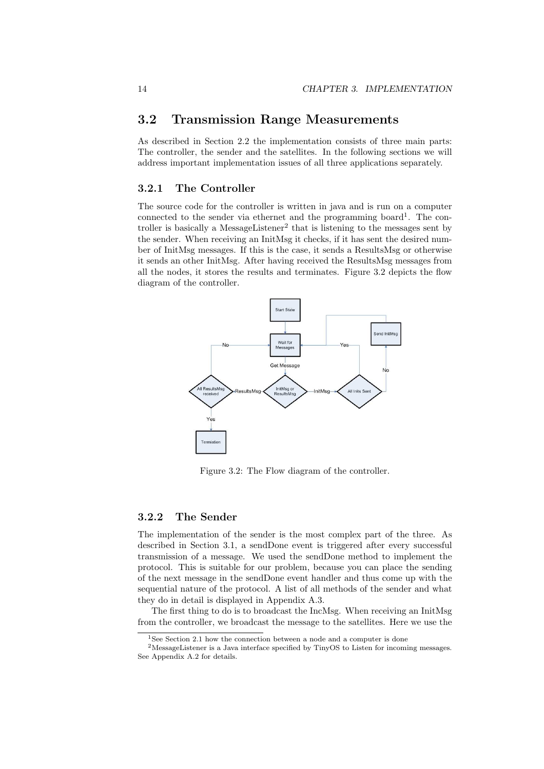## 3.2 Transmission Range Measurements

As described in Section 2.2 the implementation consists of three main parts: The controller, the sender and the satellites. In the following sections we will address important implementation issues of all three applications separately.

### 3.2.1 The Controller

The source code for the controller is written in java and is run on a computer connected to the sender via ethernet and the programming board[1]. The controller is basically a MessageListener[2] that is listening to the messages sent by the sender. When receiving an InitMsg it checks, if it has sent the desired number of InitMsg messages. If this is the case, it sends a ResultsMsg or otherwise it sends an other InitMsg. After having received the ResultsMsg messages from all the nodes, it stores the results and terminates. Figure 3.2 depicts the flow diagram of the controller.

Figure 3.2: The Flow diagram of the controller.

### 3.2.2 The Sender

The implementation of the sender is the most complex part of the three. As described in Section 3.1, a sendDone event is triggered after every successful transmission of a message. We used the sendDone method to implement the protocol. This is suitable for our problem, because you can place the sending of the next message in the sendDone event handler and thus come up with the sequential nature of the protocol. A list of all methods of the sender and what they do in detail is displayed in Appendix A.3.

The first thing to do is to broadcast the IncMsg. When receiving an InitMsg from the controller, we broadcast the message to the satellites. Here we use the

[1] See Section 2.1 how the connection between a node and a computer is done

[2] MessageListener is a Java interface specified by TinyOS to Listen for incoming messages. See Appendix A.2 for details.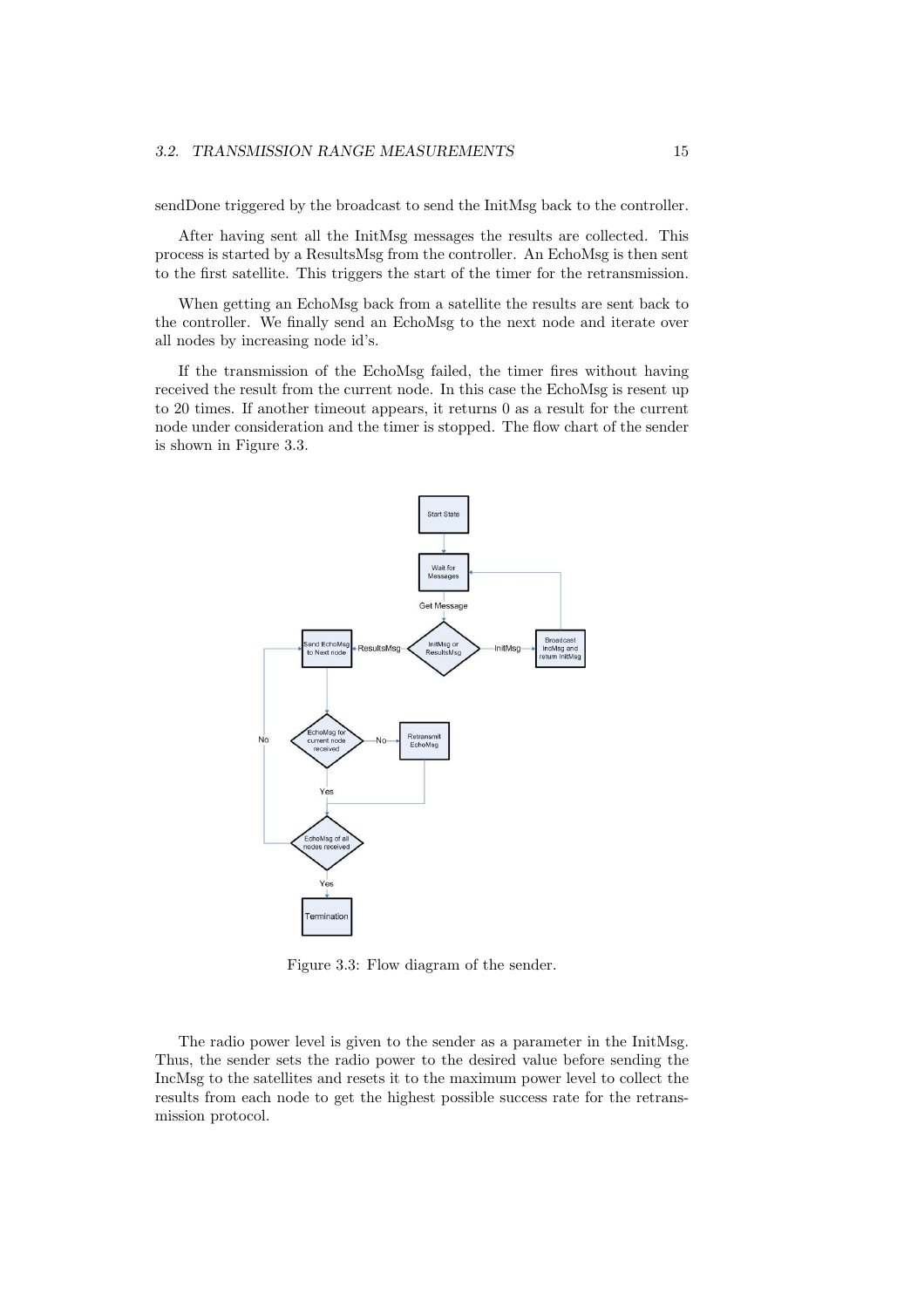sendDone triggered by the broadcast to send the InitMsg back to the controller.

After having sent all the InitMsg messages the results are collected. This process is started by a ResultsMsg from the controller. An EchoMsg is then sent to the first satellite. This triggers the start of the timer for the retransmission.

When getting an EchoMsg back from a satellite the results are sent back to the controller. We finally send an EchoMsg to the next node and iterate over all nodes by increasing node id's.

If the transmission of the EchoMsg failed, the timer fires without having received the result from the current node. In this case the EchoMsg is resent up to 20 times. If another timeout appears, it returns 0 as a result for the current node under consideration and the timer is stopped. The flow chart of the sender is shown in Figure 3.3.

Figure 3.3: Flow diagram of the sender.

The radio power level is given to the sender as a parameter in the InitMsg. Thus, the sender sets the radio power to the desired value before sending the IncMsg to the satellites and resets it to the maximum power level to collect the results from each node to get the highest possible success rate for the retransmission protocol.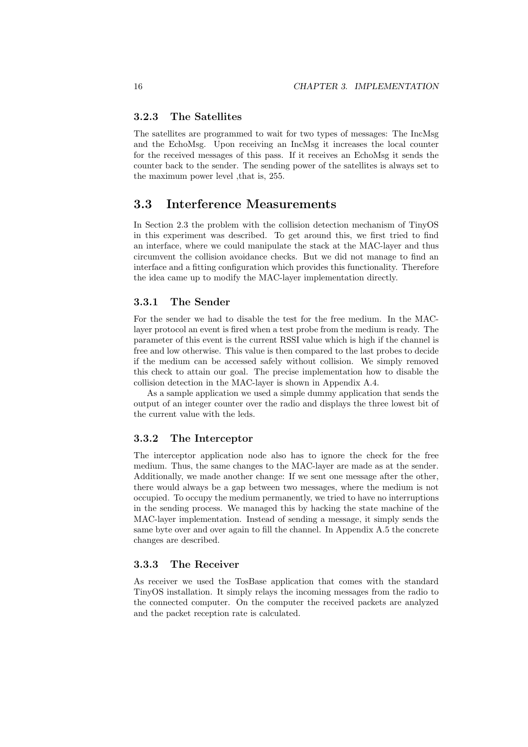### 3.2.3 The Satellites

The satellites are programmed to wait for two types of messages: The IncMsg and the EchoMsg. Upon receiving an IncMsg it increases the local counter for the received messages of this pass. If it receives an EchoMsg it sends the counter back to the sender. The sending power of the satellites is always set to the maximum power level ,that is, 255.

## 3.3 Interference Measurements

In Section 2.3 the problem with the collision detection mechanism of TinyOS in this experiment was described. To get around this, we first tried to find an interface, where we could manipulate the stack at the MAC-layer and thus circumvent the collision avoidance checks. But we did not manage to find an interface and a fitting configuration which provides this functionality. Therefore the idea came up to modify the MAC-layer implementation directly.

### 3.3.1 The Sender

For the sender we had to disable the test for the free medium. In the MAC-layer protocol an event is fired when a test probe from the medium is ready. The parameter of this event is the current RSSI value which is high if the channel is free and low otherwise. This value is then compared to the last probes to decide if the medium can be accessed safely without collision. We simply removed this check to attain our goal. The precise implementation how to disable the collision detection in the MAC-layer is shown in Appendix A.4.

As a sample application we used a simple dummy application that sends the output of an integer counter over the radio and displays the three lowest bit of the current value with the leds.

### 3.3.2 The Interceptor

The interceptor application node also has to ignore the check for the free medium. Thus, the same changes to the MAC-layer are made as at the sender. Additionally, we made another change: If we sent one message after the other, there would always be a gap between two messages, where the medium is not occupied. To occupy the medium permanently, we tried to have no interruptions in the sending process. We managed this by hacking the state machine of the MAC-layer implementation. Instead of sending a message, it simply sends the same byte over and over again to fill the channel. In Appendix A.5 the concrete changes are described.

### 3.3.3 The Receiver

As receiver we used the TosBase application that comes with the standard TinyOS installation. It simply relays the incoming messages from the radio to the connected computer. On the computer the received packets are analyzed and the packet reception rate is calculated.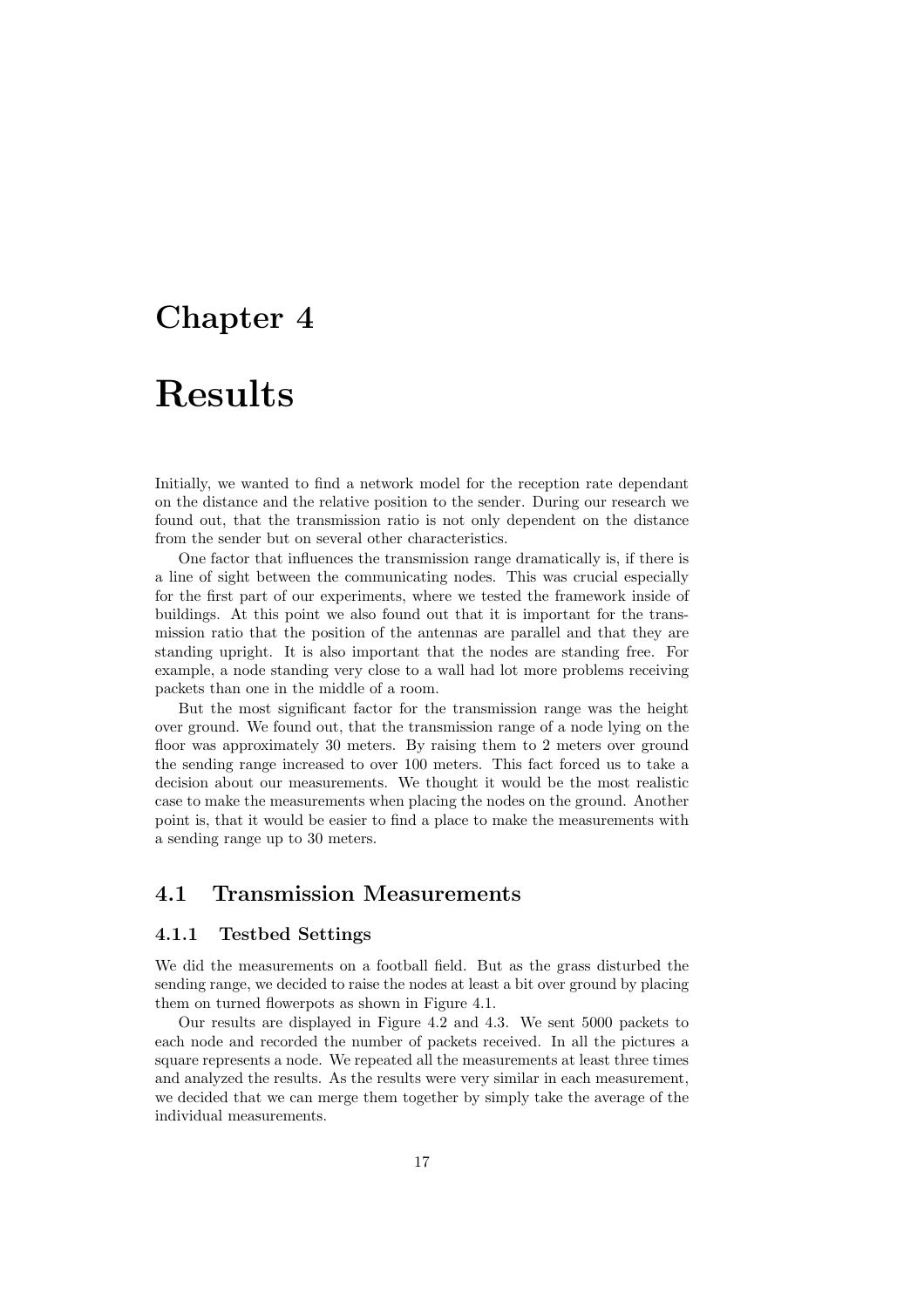# Chapter 4

# Results

Initially, we wanted to find a network model for the reception rate dependant on the distance and the relative position to the sender. During our research we found out, that the transmission ratio is not only dependent on the distance from the sender but on several other characteristics.

One factor that influences the transmission range dramatically is, if there is a line of sight between the communicating nodes. This was crucial especially for the first part of our experiments, where we tested the framework inside of buildings. At this point we also found out that it is important for the transmission ratio that the position of the antennas are parallel and that they are standing upright. It is also important that the nodes are standing free. For example, a node standing very close to a wall had lot more problems receiving packets than one in the middle of a room.

But the most significant factor for the transmission range was the height over ground. We found out, that the transmission range of a node lying on the floor was approximately 30 meters. By raising them to 2 meters over ground the sending range increased to over 100 meters. This fact forced us to take a decision about our measurements. We thought it would be the most realistic case to make the measurements when placing the nodes on the ground. Another point is, that it would be easier to find a place to make the measurements with a sending range up to 30 meters.

## 4.1 Transmission Measurements

### 4.1.1 Testbed Settings

We did the measurements on a football field. But as the grass disturbed the sending range, we decided to raise the nodes at least a bit over ground by placing them on turned flowerpots as shown in Figure 4.1.

Our results are displayed in Figure 4.2 and 4.3. We sent 5000 packets to each node and recorded the number of packets received. In all the pictures a square represents a node. We repeated all the measurements at least three times and analyzed the results. As the results were very similar in each measurement, we decided that we can merge them together by simply take the average of the individual measurements.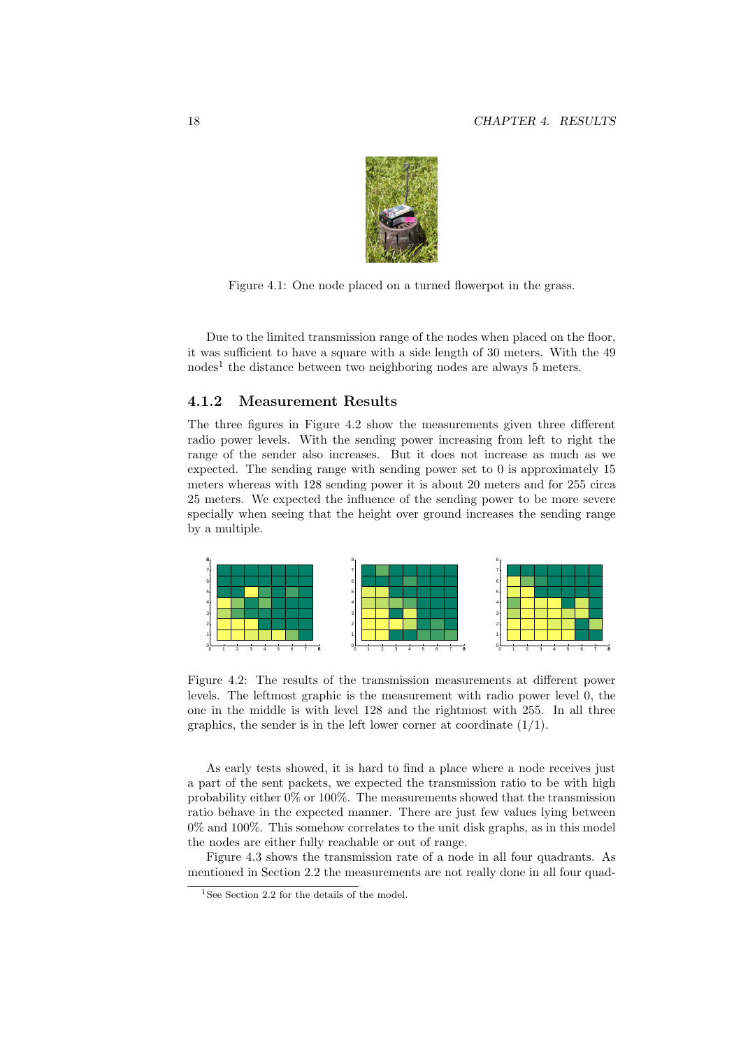Figure 4.1: One node placed on a turned flowerpot in the grass.

Due to the limited transmission range of the nodes when placed on the floor, it was sufficient to have a square with a side length of 30 meters. With the 49 nodes[1] the distance between two neighboring nodes are always 5 meters.

### 4.1.2 Measurement Results

The three figures in Figure 4.2 show the measurements given three different radio power levels. With the sending power increasing from left to right the range of the sender also increases. But it does not increase as much as we expected. The sending range with sending power set to 0 is approximately 15 meters whereas with 128 sending power it is about 20 meters and for 255 circa 25 meters. We expected the influence of the sending power to be more severe specially when seeing that the height over ground increases the sending range by a multiple.

Figure 4.2: The results of the transmission measurements at different power levels. The leftmost graphic is the measurement with radio power level 0, the one in the middle is with level 128 and the rightmost with 255. In all three graphics, the sender is in the left lower corner at coordinate (1/1).

As early tests showed, it is hard to find a place where a node receives just a part of the sent packets, we expected the transmission ratio to be with high probability either 0% or 100%. The measurements showed that the transmission ratio behave in the expected manner. There are just few values lying between 0% and 100%. This somehow correlates to the unit disk graphs, as in this model the nodes are either fully reachable or out of range.

Figure 4.3 shows the transmission rate of a node in all four quadrants. As mentioned in Section 2.2 the measurements are not really done in all four quad-

[1] See Section 2.2 for the details of the model.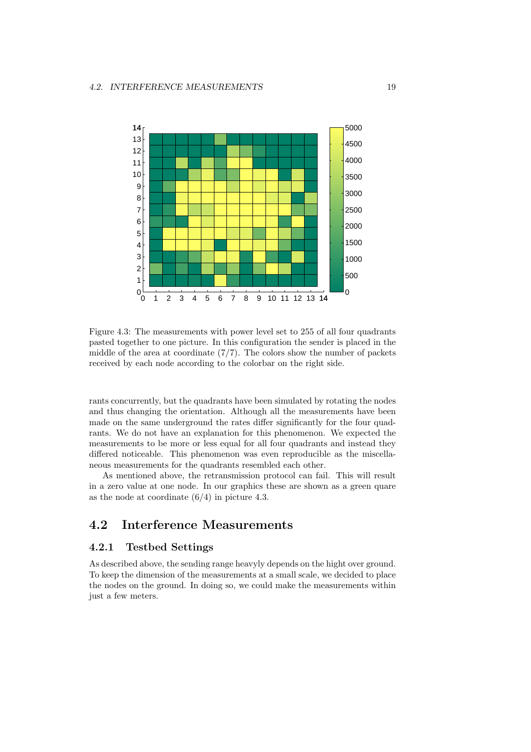Figure 4.3: The measurements with power level set to 255 of all four quadrants pasted together to one picture. In this configuration the sender is placed in the middle of the area at coordinate (7/7). The colors show the number of packets received by each node according to the colorbar on the right side.

rants concurrently, but the quadrants have been simulated by rotating the nodes and thus changing the orientation. Although all the measurements have been made on the same underground the rates differ significantly for the four quadrants. We do not have an explanation for this phenomenon. We expected the measurements to be more or less equal for all four quadrants and instead they differed noticeable. This phenomenon was even reproducible as the miscellaneous measurements for the quadrants resembled each other.

As mentioned above, the retransmission protocol can fail. This will result in a zero value at one node. In our graphics these are shown as a green quare as the node at coordinate (6/4) in picture 4.3.

## 4.2 Interference Measurements

### 4.2.1 Testbed Settings

As described above, the sending range heavyly depends on the hight over ground. To keep the dimension of the measurements at a small scale, we decided to place the nodes on the ground. In doing so, we could make the measurements within just a few meters.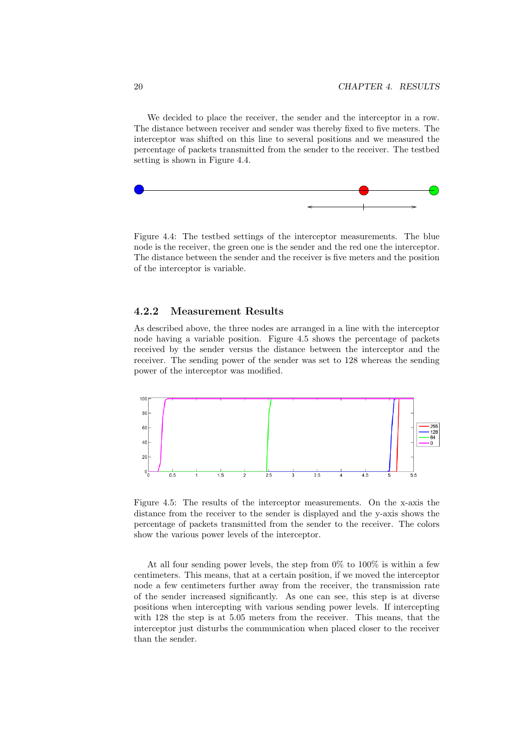We decided to place the receiver, the sender and the interceptor in a row. The distance between receiver and sender was thereby fixed to five meters. The interceptor was shifted on this line to several positions and we measured the percentage of packets transmitted from the sender to the receiver. The testbed setting is shown in Figure 4.4.

Figure 4.4: The testbed settings of the interceptor measurements. The blue node is the receiver, the green one is the sender and the red one the interceptor. The distance between the sender and the receiver is five meters and the position of the interceptor is variable.

### 4.2.2 Measurement Results

As described above, the three nodes are arranged in a line with the interceptor node having a variable position. Figure 4.5 shows the percentage of packets received by the sender versus the distance between the interceptor and the receiver. The sending power of the sender was set to 128 whereas the sending power of the interceptor was modified.

Figure 4.5: The results of the interceptor measurements. On the x-axis the distance from the receiver to the sender is displayed and the y-axis shows the percentage of packets transmitted from the sender to the receiver. The colors show the various power levels of the interceptor.

At all four sending power levels, the step from 0% to 100% is within a few centimeters. This means, that at a certain position, if we moved the interceptor node a few centimeters further away from the receiver, the transmission rate of the sender increased significantly. As one can see, this step is at diverse positions when intercepting with various sending power levels. If intercepting with 128 the step is at 5.05 meters from the receiver. This means, that the interceptor just disturbs the communication when placed closer to the receiver than the sender.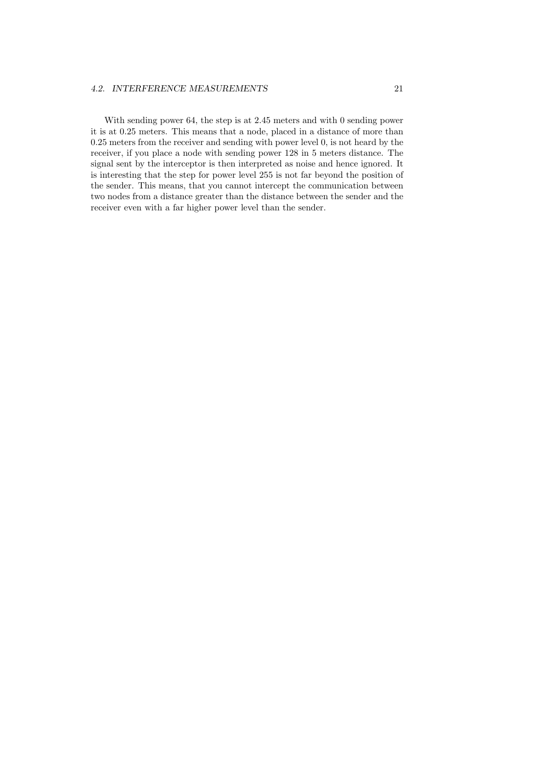With sending power 64, the step is at 2.45 meters and with 0 sending power it is at 0.25 meters. This means that a node, placed in a distance of more than 0.25 meters from the receiver and sending with power level 0, is not heard by the receiver, if you place a node with sending power 128 in 5 meters distance. The signal sent by the interceptor is then interpreted as noise and hence ignored. It is interesting that the step for power level 255 is not far beyond the position of the sender. This means, that you cannot intercept the communication between two nodes from a distance greater than the distance between the sender and the receiver even with a far higher power level than the sender.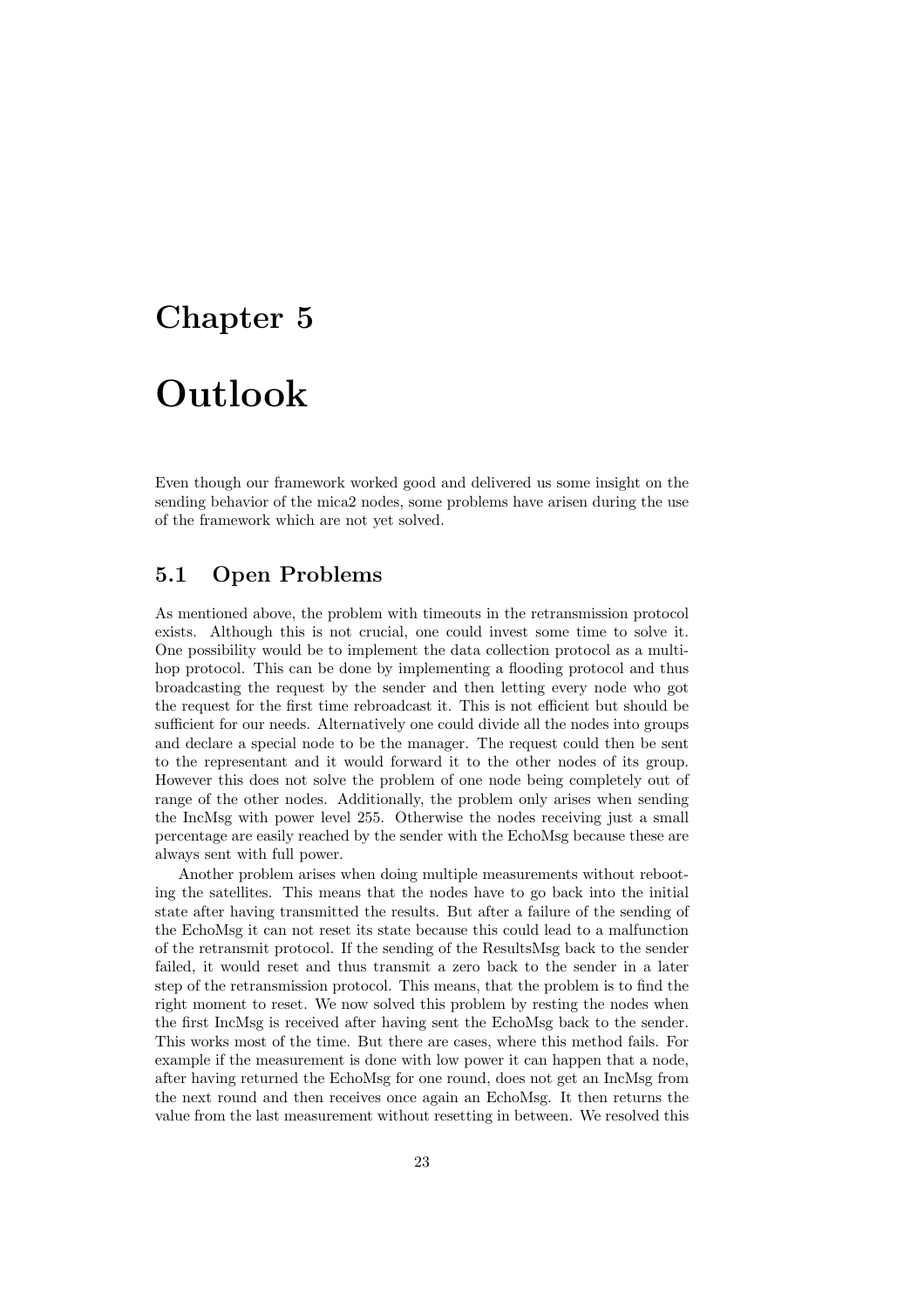# Chapter 5

# Outlook

Even though our framework worked good and delivered us some insight on the sending behavior of the mica2 nodes, some problems have arisen during the use of the framework which are not yet solved.

## 5.1 Open Problems

As mentioned above, the problem with timeouts in the retransmission protocol exists. Although this is not crucial, one could invest some time to solve it. One possibility would be to implement the data collection protocol as a multi-hop protocol. This can be done by implementing a flooding protocol and thus broadcasting the request by the sender and then letting every node who got the request for the first time rebroadcast it. This is not efficient but should be sufficient for our needs. Alternatively one could divide all the nodes into groups and declare a special node to be the manager. The request could then be sent to the representant and it would forward it to the other nodes of its group. However this does not solve the problem of one node being completely out of range of the other nodes. Additionally, the problem only arises when sending the IncMsg with power level 255. Otherwise the nodes receiving just a small percentage are easily reached by the sender with the EchoMsg because these are always sent with full power.

Another problem arises when doing multiple measurements without rebooting the satellites. This means that the nodes have to go back into the initial state after having transmitted the results. But after a failure of the sending of the EchoMsg it can not reset its state because this could lead to a malfunction of the retransmit protocol. If the sending of the ResultsMsg back to the sender failed, it would reset and thus transmit a zero back to the sender in a later step of the retransmission protocol. This means, that the problem is to find the right moment to reset. We now solved this problem by resting the nodes when the first IncMsg is received after having sent the EchoMsg back to the sender. This works most of the time. But there are cases, where this method fails. For example if the measurement is done with low power it can happen that a node, after having returned the EchoMsg for one round, does not get an IncMsg from the next round and then receives once again an EchoMsg. It then returns the value from the last measurement without resetting in between. We resolved this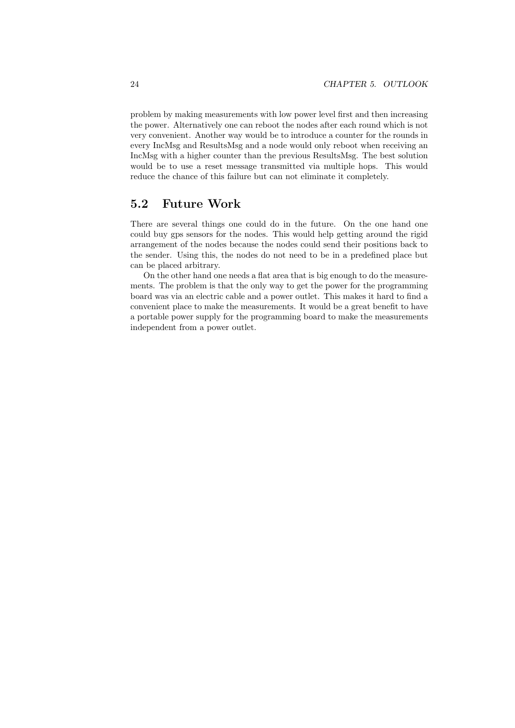problem by making measurements with low power level first and then increasing the power. Alternatively one can reboot the nodes after each round which is not very convenient. Another way would be to introduce a counter for the rounds in every IncMsg and ResultsMsg and a node would only reboot when receiving an IncMsg with a higher counter than the previous ResultsMsg. The best solution would be to use a reset message transmitted via multiple hops. This would reduce the chance of this failure but can not eliminate it completely.

## 5.2 Future Work

There are several things one could do in the future. On the one hand one could buy gps sensors for the nodes. This would help getting around the rigid arrangement of the nodes because the nodes could send their positions back to the sender. Using this, the nodes do not need to be in a predefined place but can be placed arbitrary.

On the other hand one needs a flat area that is big enough to do the measurements. The problem is that the only way to get the power for the programming board was via an electric cable and a power outlet. This makes it hard to find a convenient place to make the measurements. It would be a great benefit to have a portable power supply for the programming board to make the measurements independent from a power outlet.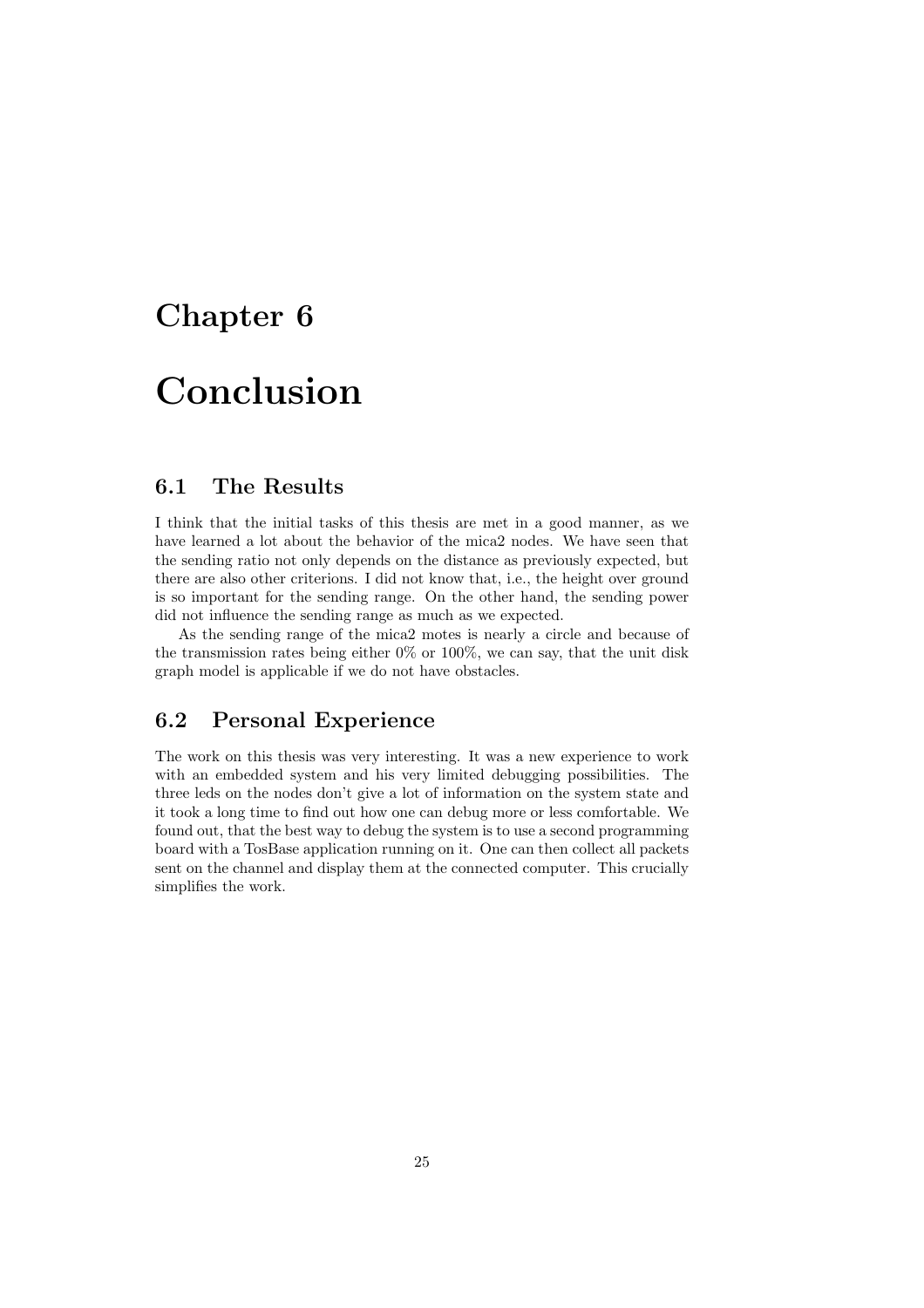# Chapter 6

# Conclusion

## 6.1 The Results

I think that the initial tasks of this thesis are met in a good manner, as we have learned a lot about the behavior of the mica2 nodes. We have seen that the sending ratio not only depends on the distance as previously expected, but there are also other criterions. I did not know that, i.e., the height over ground is so important for the sending range. On the other hand, the sending power did not influence the sending range as much as we expected.

As the sending range of the mica2 motes is nearly a circle and because of the transmission rates being either 0% or 100%, we can say, that the unit disk graph model is applicable if we do not have obstacles.

## 6.2 Personal Experience

The work on this thesis was very interesting. It was a new experience to work with an embedded system and his very limited debugging possibilities. The three leds on the nodes don't give a lot of information on the system state and it took a long time to find out how one can debug more or less comfortable. We found out, that the best way to debug the system is to use a second programming board with a TosBase application running on it. One can then collect all packets sent on the channel and display them at the connected computer. This crucially simplifies the work.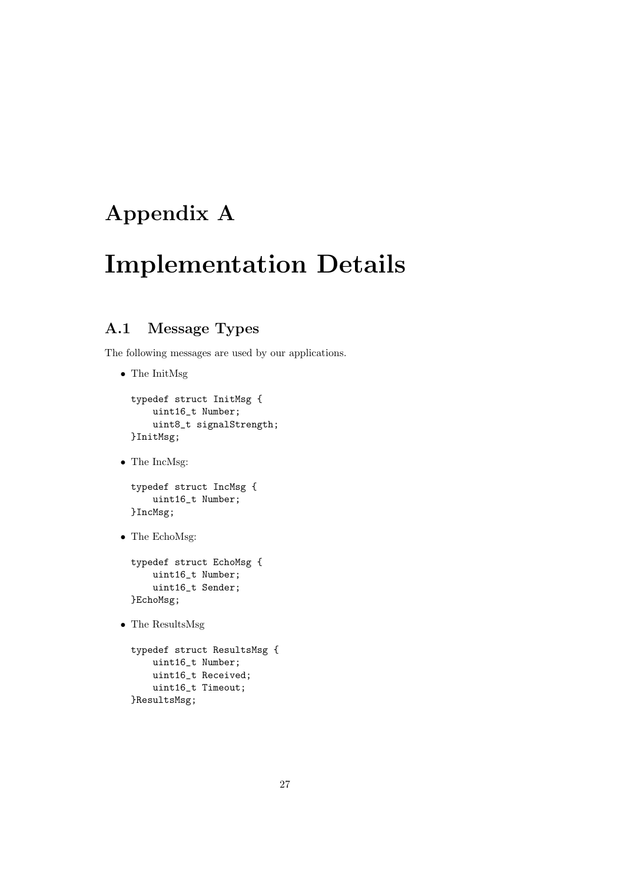# Appendix A

# Implementation Details

## A.1 Message Types

The following messages are used by our applications.

- The InitMsg

```
typedef struct InitMsg {
    uint16_t Number;
    uint8_t signalStrength;
}InitMsg;
```

- The IncMsg:

```
typedef struct IncMsg {
    uint16_t Number;
}IncMsg;
```

- The EchoMsg:

```
typedef struct EchoMsg {
    uint16_t Number;
    uint16_t Sender;
}EchoMsg;
```

- The ResultsMsg

```
typedef struct ResultsMsg {
    uint16_t Number;
    uint16_t Received;
    uint16_t Timeout;
}ResultsMsg;
```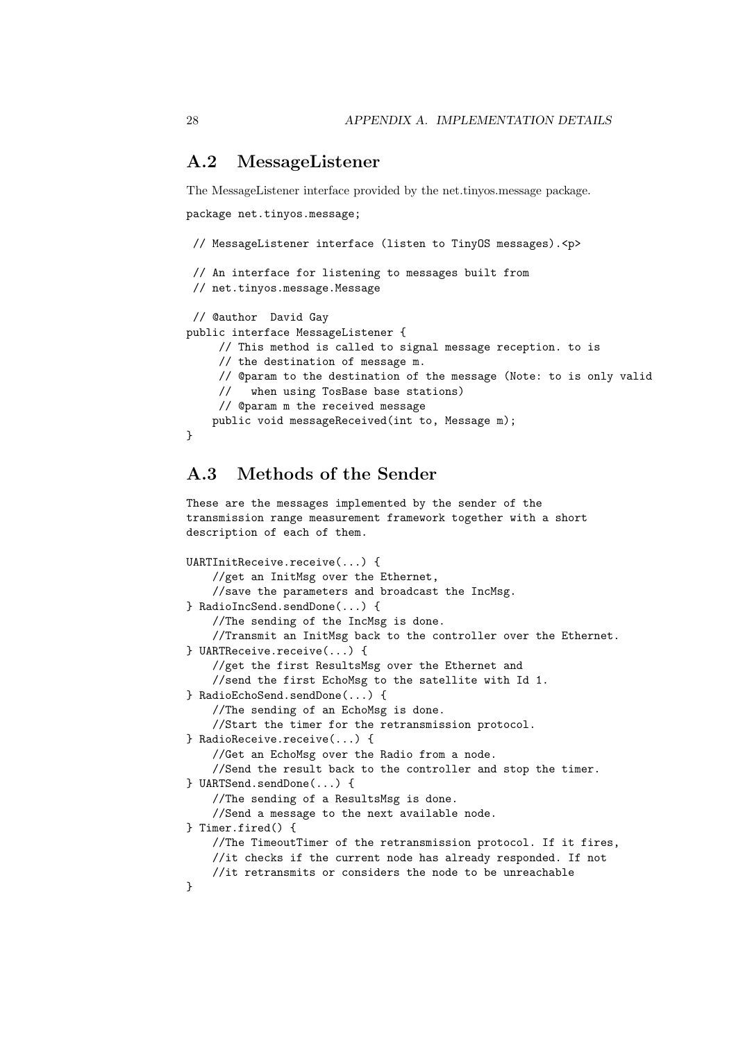## A.2 MessageListener

The MessageListener interface provided by the net.tinyos.message package.

```
package net.tinyos.message;

 // MessageListener interface (listen to TinyOS messages).<p>

 // An interface for listening to messages built from
 // net.tinyos.message.Message

 // @author  David Gay
public interface MessageListener {
     // This method is called to signal message reception. to is
     // the destination of message m.
     // @param to the destination of the message (Note: to is only valid
     //   when using TosBase base stations)
     // @param m the received message
    public void messageReceived(int to, Message m);
}
```

## A.3 Methods of the Sender

These are the messages implemented by the sender of the transmission range measurement framework together with a short description of each of them.

```
UARTInitReceive.receive(...) {
    //get an InitMsg over the Ethernet,
    //save the parameters and broadcast the IncMsg.
} RadioIncSend.sendDone(...) {
    //The sending of the IncMsg is done.
    //Transmit an InitMsg back to the controller over the Ethernet.
} UARTReceive.receive(...) {
    //get the first ResultsMsg over the Ethernet and
    //send the first EchoMsg to the satellite with Id 1.
} RadioEchoSend.sendDone(...) {
    //The sending of an EchoMsg is done.
    //Start the timer for the retransmission protocol.
} RadioReceive.receive(...) {
    //Get an EchoMsg over the Radio from a node.
    //Send the result back to the controller and stop the timer.
} UARTSend.sendDone(...) {
    //The sending of a ResultsMsg is done.
    //Send a message to the next available node.
} Timer.fired() {
    //The TimeoutTimer of the retransmission protocol. If it fires,
    //it checks if the current node has already responded. If not
    //it retransmits or considers the node to be unreachable
}
```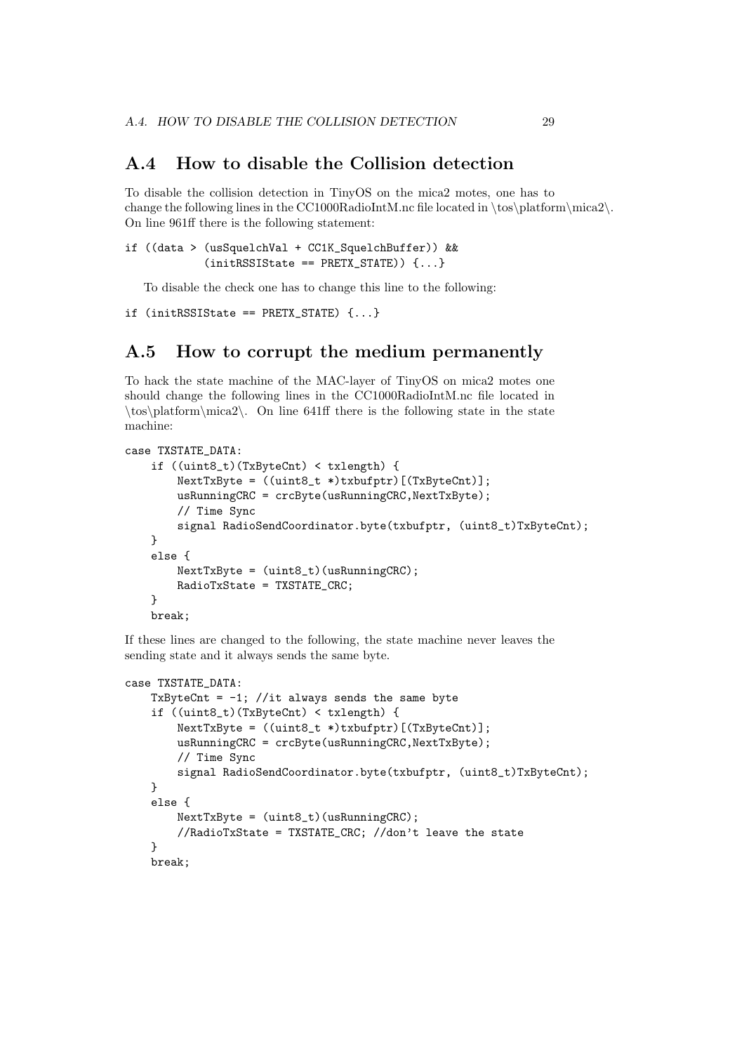## A.4 How to disable the Collision detection

To disable the collision detection in TinyOS on the mica2 motes, one has to change the following lines in the CC1000RadioIntM.nc file located in \tos\platform\mica2\. On line 961ff there is the following statement:

```
if ((data > (usSquelchVal + CC1K_SquelchBuffer)) &&
           (initRSSIState == PRETX_STATE)) {...}
```

To disable the check one has to change this line to the following:

```
if (initRSSIState == PRETX_STATE) {...}
```

## A.5 How to corrupt the medium permanently

To hack the state machine of the MAC-layer of TinyOS on mica2 motes one should change the following lines in the CC1000RadioIntM.nc file located in \tos\platform\mica2\. On line 641ff there is the following state in the state machine:

```
case TXSTATE_DATA:
    if ((uint8_t)(TxByteCnt) < txlength) {
        NextTxByte = ((uint8_t *)txbufptr)[(TxByteCnt)];
        usRunningCRC = crcByte(usRunningCRC,NextTxByte);
        // Time Sync
        signal RadioSendCoordinator.byte(txbufptr, (uint8_t)TxByteCnt);
    }
    else {
        NextTxByte = (uint8_t)(usRunningCRC);
        RadioTxState = TXSTATE_CRC;
    }
    break;
```

If these lines are changed to the following, the state machine never leaves the sending state and it always sends the same byte.

```
case TXSTATE_DATA:
    TxByteCnt = -1; //it always sends the same byte
    if ((uint8_t)(TxByteCnt) < txlength) {
        NextTxByte = ((uint8_t *)txbufptr)[(TxByteCnt)];
        usRunningCRC = crcByte(usRunningCRC,NextTxByte);
        // Time Sync
        signal RadioSendCoordinator.byte(txbufptr, (uint8_t)TxByteCnt);
    }
    else {
        NextTxByte = (uint8_t)(usRunningCRC);
        //RadioTxState = TXSTATE_CRC; //don't leave the state
    }
    break;
```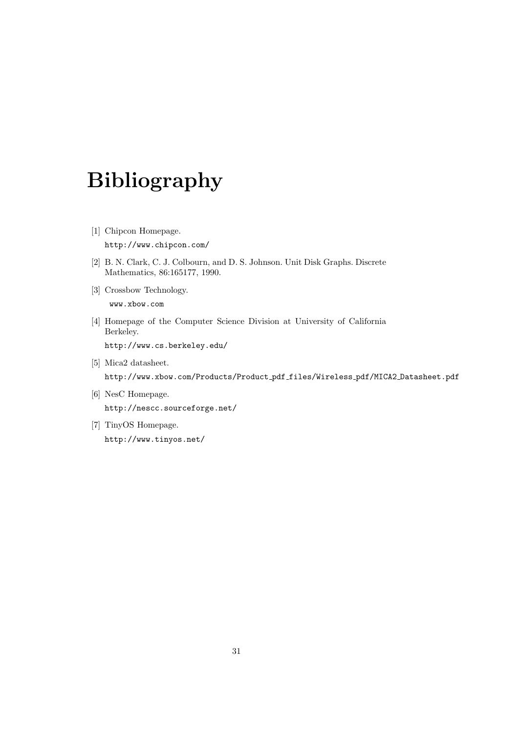# Bibliography

[1] Chipcon Homepage.
`http://www.chipcon.com/`

[2] B. N. Clark, C. J. Colbourn, and D. S. Johnson. Unit Disk Graphs. Discrete Mathematics, 86:165177, 1990.

[3] Crossbow Technology.
`www.xbow.com`

[4] Homepage of the Computer Science Division at University of California Berkeley.
`http://www.cs.berkeley.edu/`

[5] Mica2 datasheet.
`http://www.xbow.com/Products/Product_pdf_files/Wireless_pdf/MICA2_Datasheet.pdf`

[6] NesC Homepage.
`http://nescc.sourceforge.net/`

[7] TinyOS Homepage.
`http://www.tinyos.net/`